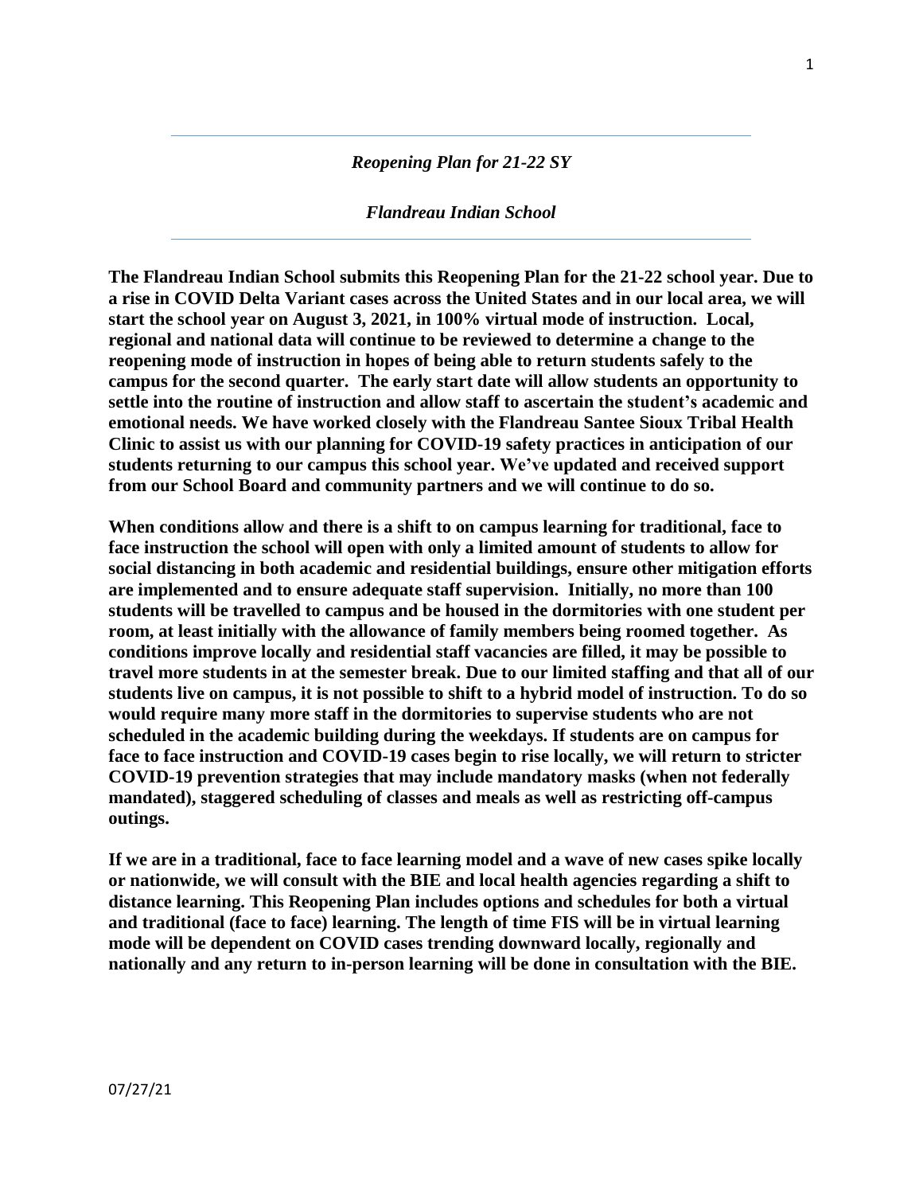*Reopening Plan for 21-22 SY*

*Flandreau Indian School*

**The Flandreau Indian School submits this Reopening Plan for the 21-22 school year. Due to a rise in COVID Delta Variant cases across the United States and in our local area, we will start the school year on August 3, 2021, in 100% virtual mode of instruction. Local, regional and national data will continue to be reviewed to determine a change to the reopening mode of instruction in hopes of being able to return students safely to the campus for the second quarter. The early start date will allow students an opportunity to settle into the routine of instruction and allow staff to ascertain the student's academic and emotional needs. We have worked closely with the Flandreau Santee Sioux Tribal Health Clinic to assist us with our planning for COVID-19 safety practices in anticipation of our students returning to our campus this school year. We've updated and received support from our School Board and community partners and we will continue to do so.**

**When conditions allow and there is a shift to on campus learning for traditional, face to face instruction the school will open with only a limited amount of students to allow for social distancing in both academic and residential buildings, ensure other mitigation efforts are implemented and to ensure adequate staff supervision. Initially, no more than 100 students will be travelled to campus and be housed in the dormitories with one student per room, at least initially with the allowance of family members being roomed together. As conditions improve locally and residential staff vacancies are filled, it may be possible to travel more students in at the semester break. Due to our limited staffing and that all of our students live on campus, it is not possible to shift to a hybrid model of instruction. To do so would require many more staff in the dormitories to supervise students who are not scheduled in the academic building during the weekdays. If students are on campus for face to face instruction and COVID-19 cases begin to rise locally, we will return to stricter COVID-19 prevention strategies that may include mandatory masks (when not federally mandated), staggered scheduling of classes and meals as well as restricting off-campus outings.**

**If we are in a traditional, face to face learning model and a wave of new cases spike locally or nationwide, we will consult with the BIE and local health agencies regarding a shift to distance learning. This Reopening Plan includes options and schedules for both a virtual and traditional (face to face) learning. The length of time FIS will be in virtual learning mode will be dependent on COVID cases trending downward locally, regionally and nationally and any return to in-person learning will be done in consultation with the BIE.**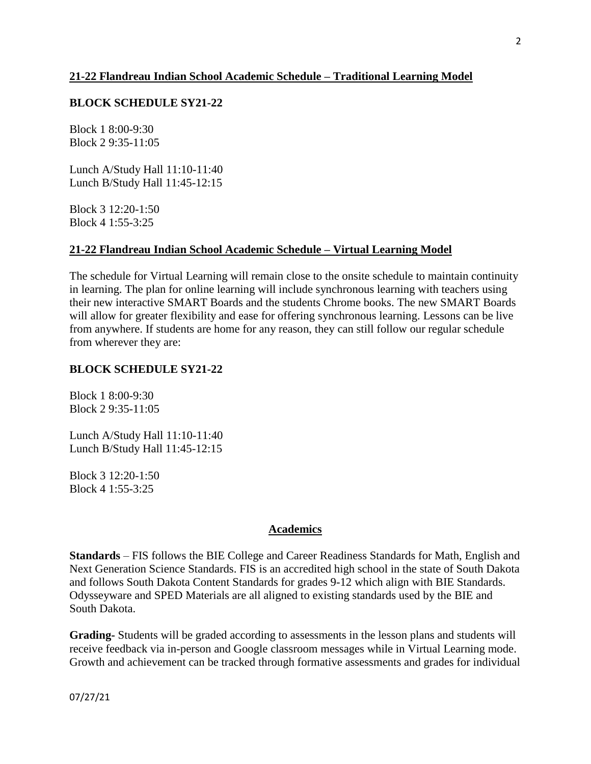**21-22 Flandreau Indian School Academic Schedule – Traditional Learning Model**

**BLOCK SCHEDULE SY21-22**

Block 1 8:00-9:30
Block 2 9:35-11:05

Lunch A/Study Hall 11:10-11:40
Lunch B/Study Hall 11:45-12:15

Block 3 12:20-1:50
Block 4 1:55-3:25

**21-22 Flandreau Indian School Academic Schedule – Virtual Learning Model**

The schedule for Virtual Learning will remain close to the onsite schedule to maintain continuity in learning. The plan for online learning will include synchronous learning with teachers using their new interactive SMART Boards and the students Chrome books. The new SMART Boards will allow for greater flexibility and ease for offering synchronous learning. Lessons can be live from anywhere. If students are home for any reason, they can still follow our regular schedule from wherever they are:

**BLOCK SCHEDULE SY21-22**

Block 1 8:00-9:30
Block 2 9:35-11:05

Lunch A/Study Hall 11:10-11:40
Lunch B/Study Hall 11:45-12:15

Block 3 12:20-1:50
Block 4 1:55-3:25

## Academics

**Standards** – FIS follows the BIE College and Career Readiness Standards for Math, English and Next Generation Science Standards. FIS is an accredited high school in the state of South Dakota and follows South Dakota Content Standards for grades 9-12 which align with BIE Standards. Odysseyware and SPED Materials are all aligned to existing standards used by the BIE and South Dakota.

**Grading-** Students will be graded according to assessments in the lesson plans and students will receive feedback via in-person and Google classroom messages while in Virtual Learning mode. Growth and achievement can be tracked through formative assessments and grades for individual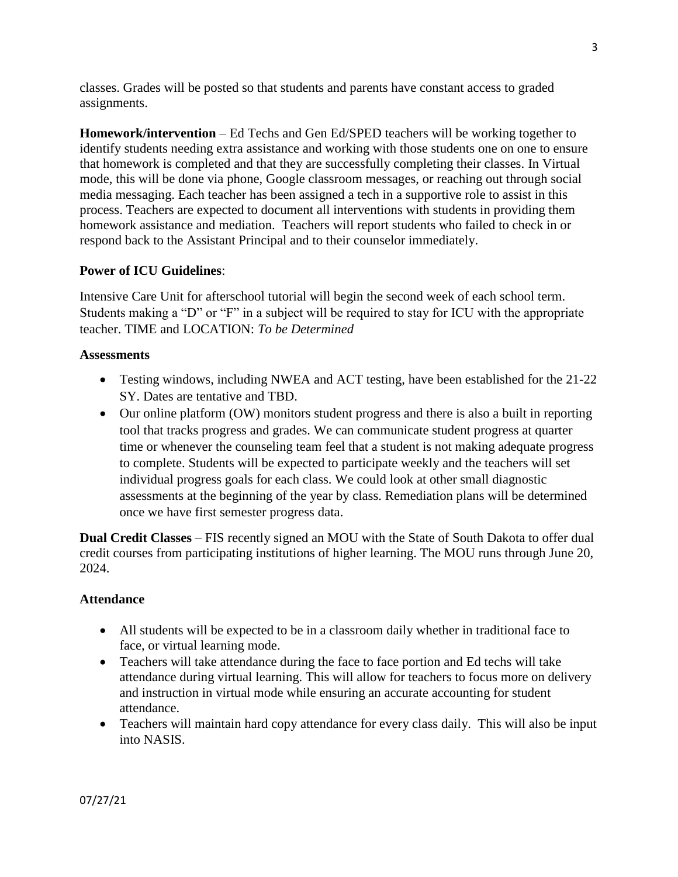classes. Grades will be posted so that students and parents have constant access to graded assignments.

**Homework/intervention** – Ed Techs and Gen Ed/SPED teachers will be working together to identify students needing extra assistance and working with those students one on one to ensure that homework is completed and that they are successfully completing their classes. In Virtual mode, this will be done via phone, Google classroom messages, or reaching out through social media messaging. Each teacher has been assigned a tech in a supportive role to assist in this process. Teachers are expected to document all interventions with students in providing them homework assistance and mediation. Teachers will report students who failed to check in or respond back to the Assistant Principal and to their counselor immediately.

**Power of ICU Guidelines**:

Intensive Care Unit for afterschool tutorial will begin the second week of each school term. Students making a "D" or "F" in a subject will be required to stay for ICU with the appropriate teacher. TIME and LOCATION: *To be Determined*

**Assessments**

- Testing windows, including NWEA and ACT testing, have been established for the 21-22 SY. Dates are tentative and TBD.
- Our online platform (OW) monitors student progress and there is also a built in reporting tool that tracks progress and grades. We can communicate student progress at quarter time or whenever the counseling team feel that a student is not making adequate progress to complete. Students will be expected to participate weekly and the teachers will set individual progress goals for each class. We could look at other small diagnostic assessments at the beginning of the year by class. Remediation plans will be determined once we have first semester progress data.

**Dual Credit Classes** – FIS recently signed an MOU with the State of South Dakota to offer dual credit courses from participating institutions of higher learning. The MOU runs through June 20, 2024.

**Attendance**

- All students will be expected to be in a classroom daily whether in traditional face to face, or virtual learning mode.
- Teachers will take attendance during the face to face portion and Ed techs will take attendance during virtual learning. This will allow for teachers to focus more on delivery and instruction in virtual mode while ensuring an accurate accounting for student attendance.
- Teachers will maintain hard copy attendance for every class daily. This will also be input into NASIS.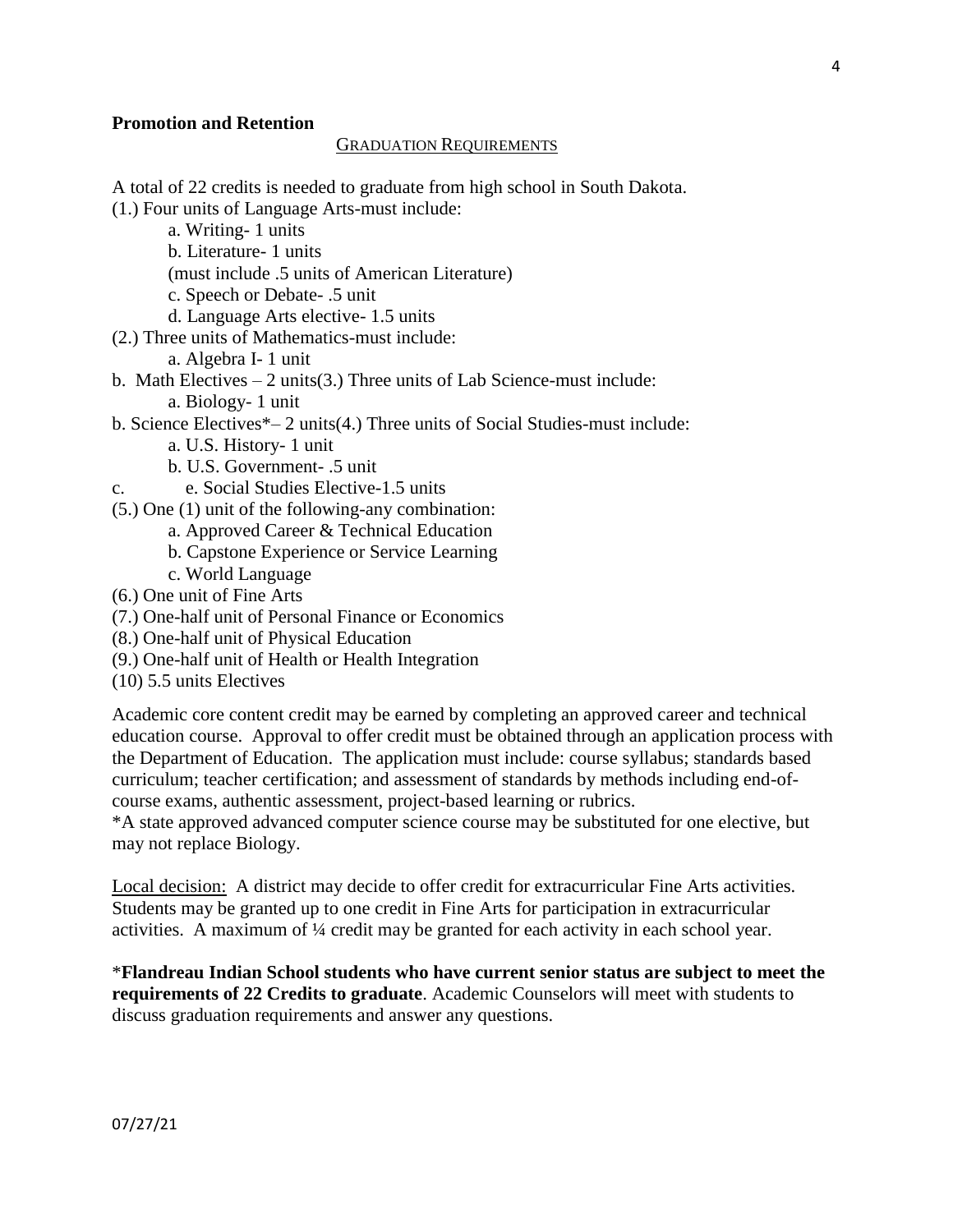**Promotion and Retention**

GRADUATION REQUIREMENTS

A total of 22 credits is needed to graduate from high school in South Dakota.

(1.) Four units of Language Arts-must include:

a. Writing- 1 units

b. Literature- 1 units

(must include .5 units of American Literature)

c. Speech or Debate- .5 unit

d. Language Arts elective- 1.5 units

(2.) Three units of Mathematics-must include:

a. Algebra I- 1 unit

b. Math Electives – 2 units(3.) Three units of Lab Science-must include:

a. Biology- 1 unit

b. Science Electives*– 2 units(4.) Three units of Social Studies-must include:

a. U.S. History- 1 unit

b. U.S. Government- .5 unit

c. e. Social Studies Elective-1.5 units

(5.) One (1) unit of the following-any combination:

a. Approved Career & Technical Education

b. Capstone Experience or Service Learning

c. World Language

(6.) One unit of Fine Arts

(7.) One-half unit of Personal Finance or Economics

(8.) One-half unit of Physical Education

(9.) One-half unit of Health or Health Integration

(10) 5.5 units Electives

Academic core content credit may be earned by completing an approved career and technical education course. Approval to offer credit must be obtained through an application process with the Department of Education. The application must include: course syllabus; standards based curriculum; teacher certification; and assessment of standards by methods including end-of-course exams, authentic assessment, project-based learning or rubrics.

*A state approved advanced computer science course may be substituted for one elective, but may not replace Biology.

Local decision: A district may decide to offer credit for extracurricular Fine Arts activities. Students may be granted up to one credit in Fine Arts for participation in extracurricular activities. A maximum of ¼ credit may be granted for each activity in each school year.

***Flandreau Indian School students who have current senior status are subject to meet the requirements of 22 Credits to graduate**. Academic Counselors will meet with students to discuss graduation requirements and answer any questions.

07/27/21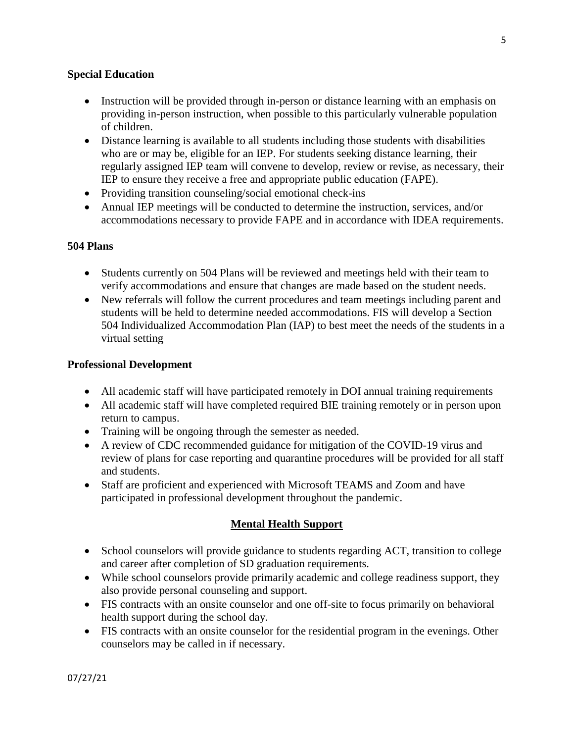**Special Education**

- Instruction will be provided through in-person or distance learning with an emphasis on providing in-person instruction, when possible to this particularly vulnerable population of children.
- Distance learning is available to all students including those students with disabilities who are or may be, eligible for an IEP. For students seeking distance learning, their regularly assigned IEP team will convene to develop, review or revise, as necessary, their IEP to ensure they receive a free and appropriate public education (FAPE).
- Providing transition counseling/social emotional check-ins
- Annual IEP meetings will be conducted to determine the instruction, services, and/or accommodations necessary to provide FAPE and in accordance with IDEA requirements.

**504 Plans**

- Students currently on 504 Plans will be reviewed and meetings held with their team to verify accommodations and ensure that changes are made based on the student needs.
- New referrals will follow the current procedures and team meetings including parent and students will be held to determine needed accommodations. FIS will develop a Section 504 Individualized Accommodation Plan (IAP) to best meet the needs of the students in a virtual setting

**Professional Development**

- All academic staff will have participated remotely in DOI annual training requirements
- All academic staff will have completed required BIE training remotely or in person upon return to campus.
- Training will be ongoing through the semester as needed.
- A review of CDC recommended guidance for mitigation of the COVID-19 virus and review of plans for case reporting and quarantine procedures will be provided for all staff and students.
- Staff are proficient and experienced with Microsoft TEAMS and Zoom and have participated in professional development throughout the pandemic.

## Mental Health Support

- School counselors will provide guidance to students regarding ACT, transition to college and career after completion of SD graduation requirements.
- While school counselors provide primarily academic and college readiness support, they also provide personal counseling and support.
- FIS contracts with an onsite counselor and one off-site to focus primarily on behavioral health support during the school day.
- FIS contracts with an onsite counselor for the residential program in the evenings. Other counselors may be called in if necessary.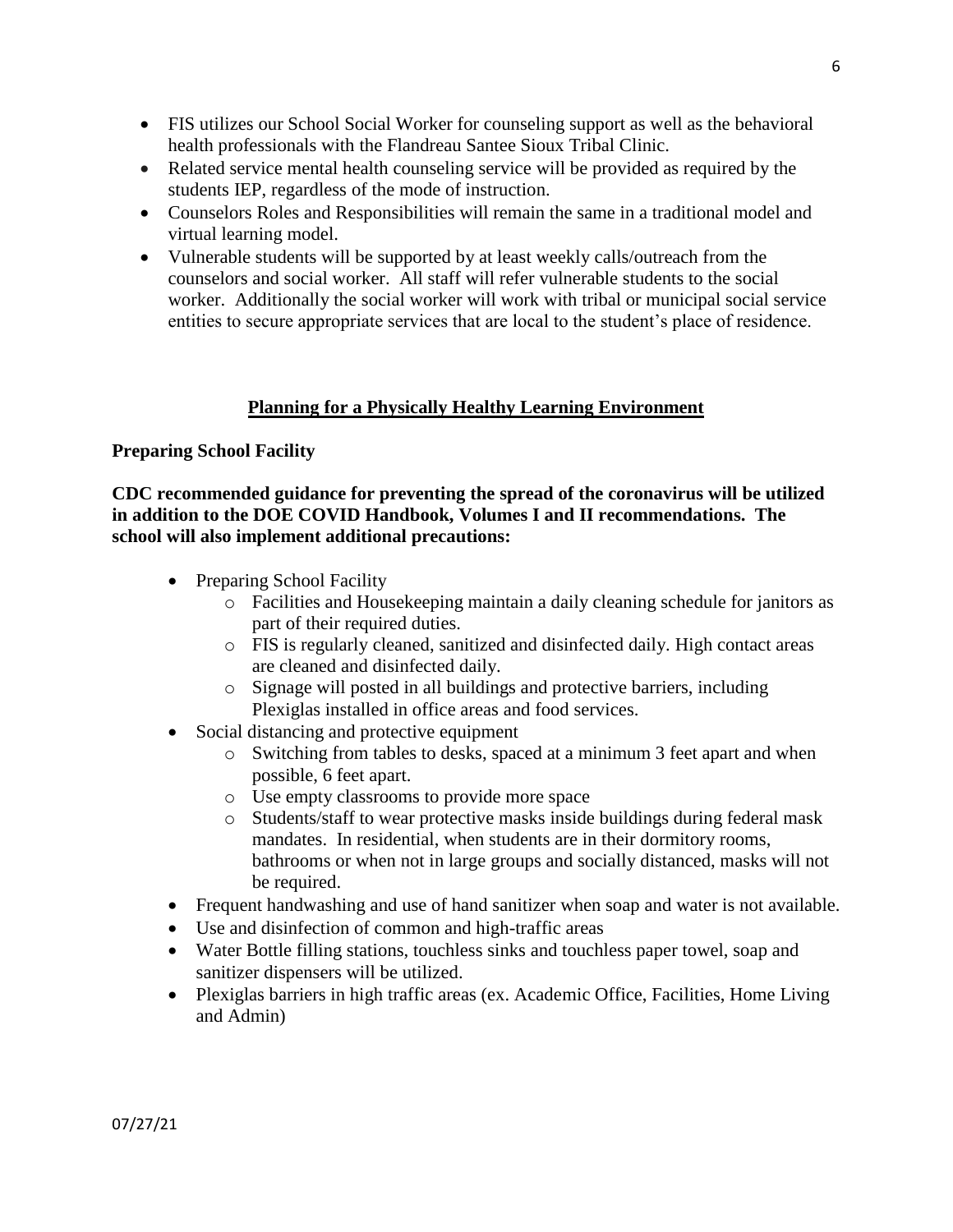- FIS utilizes our School Social Worker for counseling support as well as the behavioral health professionals with the Flandreau Santee Sioux Tribal Clinic.
- Related service mental health counseling service will be provided as required by the students IEP, regardless of the mode of instruction.
- Counselors Roles and Responsibilities will remain the same in a traditional model and virtual learning model.
- Vulnerable students will be supported by at least weekly calls/outreach from the counselors and social worker. All staff will refer vulnerable students to the social worker. Additionally the social worker will work with tribal or municipal social service entities to secure appropriate services that are local to the student's place of residence.

## Planning for a Physically Healthy Learning Environment

### Preparing School Facility

**CDC recommended guidance for preventing the spread of the coronavirus will be utilized in addition to the DOE COVID Handbook, Volumes I and II recommendations. The school will also implement additional precautions:**

- Preparing School Facility
  - Facilities and Housekeeping maintain a daily cleaning schedule for janitors as part of their required duties.
  - FIS is regularly cleaned, sanitized and disinfected daily. High contact areas are cleaned and disinfected daily.
  - Signage will posted in all buildings and protective barriers, including Plexiglas installed in office areas and food services.
- Social distancing and protective equipment
  - Switching from tables to desks, spaced at a minimum 3 feet apart and when possible, 6 feet apart.
  - Use empty classrooms to provide more space
  - Students/staff to wear protective masks inside buildings during federal mask mandates. In residential, when students are in their dormitory rooms, bathrooms or when not in large groups and socially distanced, masks will not be required.
- Frequent handwashing and use of hand sanitizer when soap and water is not available.
- Use and disinfection of common and high-traffic areas
- Water Bottle filling stations, touchless sinks and touchless paper towel, soap and sanitizer dispensers will be utilized.
- Plexiglas barriers in high traffic areas (ex. Academic Office, Facilities, Home Living and Admin)

07/27/21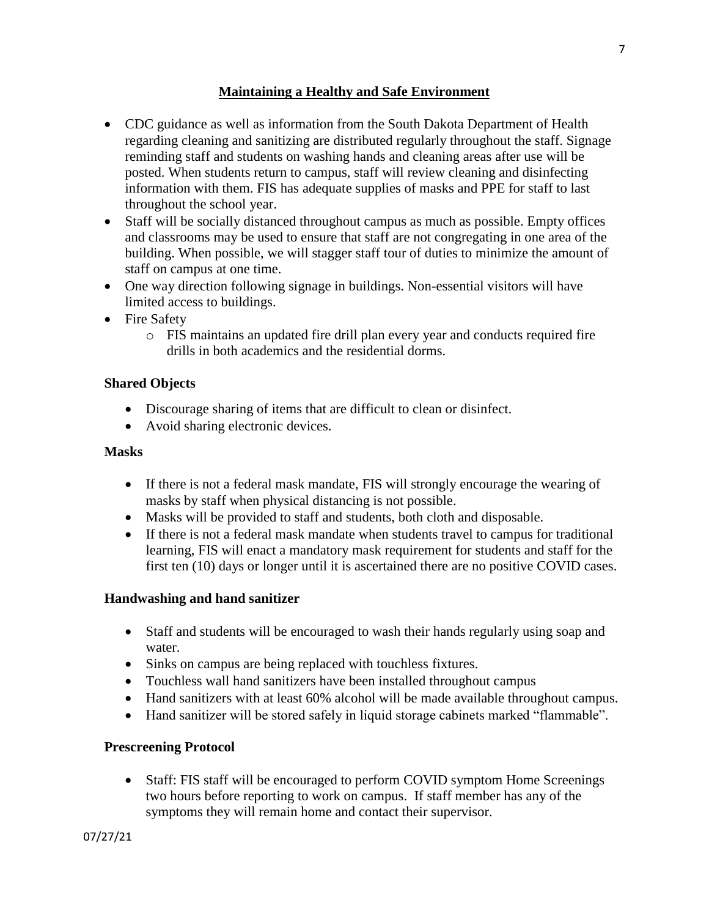## Maintaining a Healthy and Safe Environment

- CDC guidance as well as information from the South Dakota Department of Health regarding cleaning and sanitizing are distributed regularly throughout the staff. Signage reminding staff and students on washing hands and cleaning areas after use will be posted. When students return to campus, staff will review cleaning and disinfecting information with them. FIS has adequate supplies of masks and PPE for staff to last throughout the school year.
- Staff will be socially distanced throughout campus as much as possible. Empty offices and classrooms may be used to ensure that staff are not congregating in one area of the building. When possible, we will stagger staff tour of duties to minimize the amount of staff on campus at one time.
- One way direction following signage in buildings. Non-essential visitors will have limited access to buildings.
- Fire Safety
    - FIS maintains an updated fire drill plan every year and conducts required fire drills in both academics and the residential dorms.

### Shared Objects

- Discourage sharing of items that are difficult to clean or disinfect.
- Avoid sharing electronic devices.

### Masks

- If there is not a federal mask mandate, FIS will strongly encourage the wearing of masks by staff when physical distancing is not possible.
- Masks will be provided to staff and students, both cloth and disposable.
- If there is not a federal mask mandate when students travel to campus for traditional learning, FIS will enact a mandatory mask requirement for students and staff for the first ten (10) days or longer until it is ascertained there are no positive COVID cases.

### Handwashing and hand sanitizer

- Staff and students will be encouraged to wash their hands regularly using soap and water.
- Sinks on campus are being replaced with touchless fixtures.
- Touchless wall hand sanitizers have been installed throughout campus
- Hand sanitizers with at least 60% alcohol will be made available throughout campus.
- Hand sanitizer will be stored safely in liquid storage cabinets marked "flammable".

### Prescreening Protocol

- Staff: FIS staff will be encouraged to perform COVID symptom Home Screenings two hours before reporting to work on campus. If staff member has any of the symptoms they will remain home and contact their supervisor.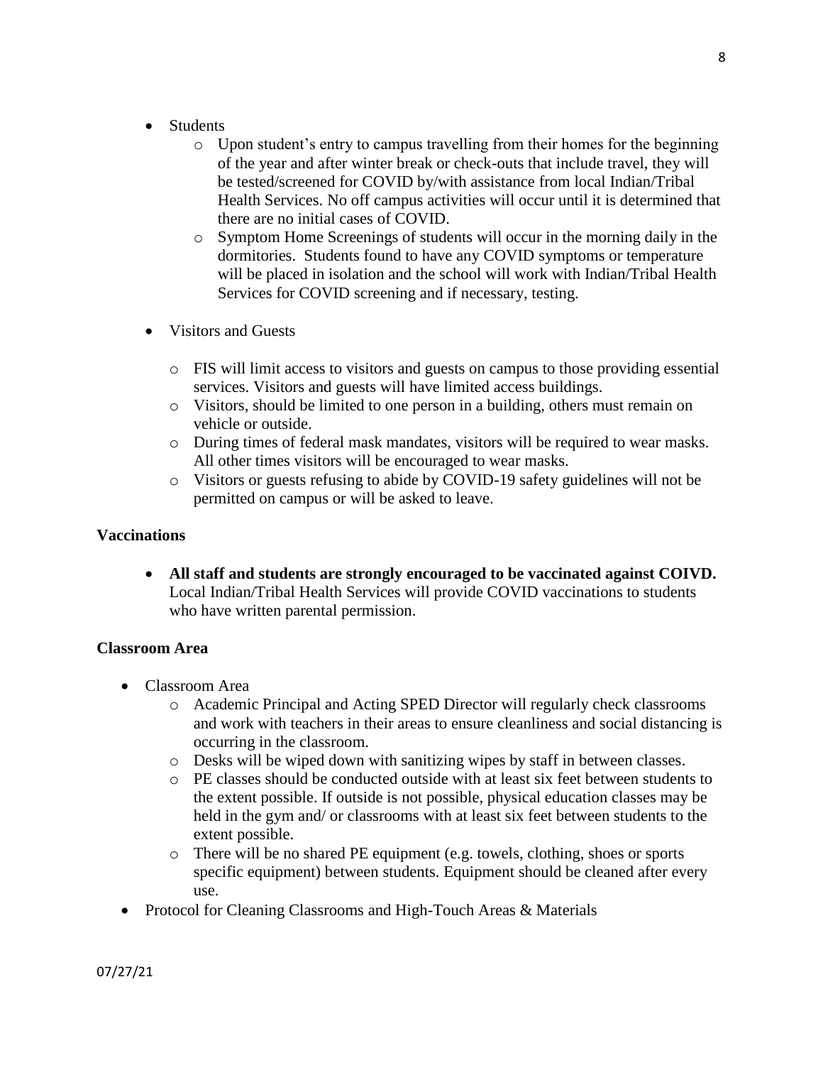- Students
  - Upon student's entry to campus travelling from their homes for the beginning of the year and after winter break or check-outs that include travel, they will be tested/screened for COVID by/with assistance from local Indian/Tribal Health Services. No off campus activities will occur until it is determined that there are no initial cases of COVID.
  - Symptom Home Screenings of students will occur in the morning daily in the dormitories. Students found to have any COVID symptoms or temperature will be placed in isolation and the school will work with Indian/Tribal Health Services for COVID screening and if necessary, testing.

- Visitors and Guests

  - FIS will limit access to visitors and guests on campus to those providing essential services. Visitors and guests will have limited access buildings.
  - Visitors, should be limited to one person in a building, others must remain on vehicle or outside.
  - During times of federal mask mandates, visitors will be required to wear masks. All other times visitors will be encouraged to wear masks.
  - Visitors or guests refusing to abide by COVID-19 safety guidelines will not be permitted on campus or will be asked to leave.

**Vaccinations**

- **All staff and students are strongly encouraged to be vaccinated against COIVD.** Local Indian/Tribal Health Services will provide COVID vaccinations to students who have written parental permission.

**Classroom Area**

- Classroom Area
  - Academic Principal and Acting SPED Director will regularly check classrooms and work with teachers in their areas to ensure cleanliness and social distancing is occurring in the classroom.
  - Desks will be wiped down with sanitizing wipes by staff in between classes.
  - PE classes should be conducted outside with at least six feet between students to the extent possible. If outside is not possible, physical education classes may be held in the gym and/ or classrooms with at least six feet between students to the extent possible.
  - There will be no shared PE equipment (e.g. towels, clothing, shoes or sports specific equipment) between students. Equipment should be cleaned after every use.
- Protocol for Cleaning Classrooms and High-Touch Areas & Materials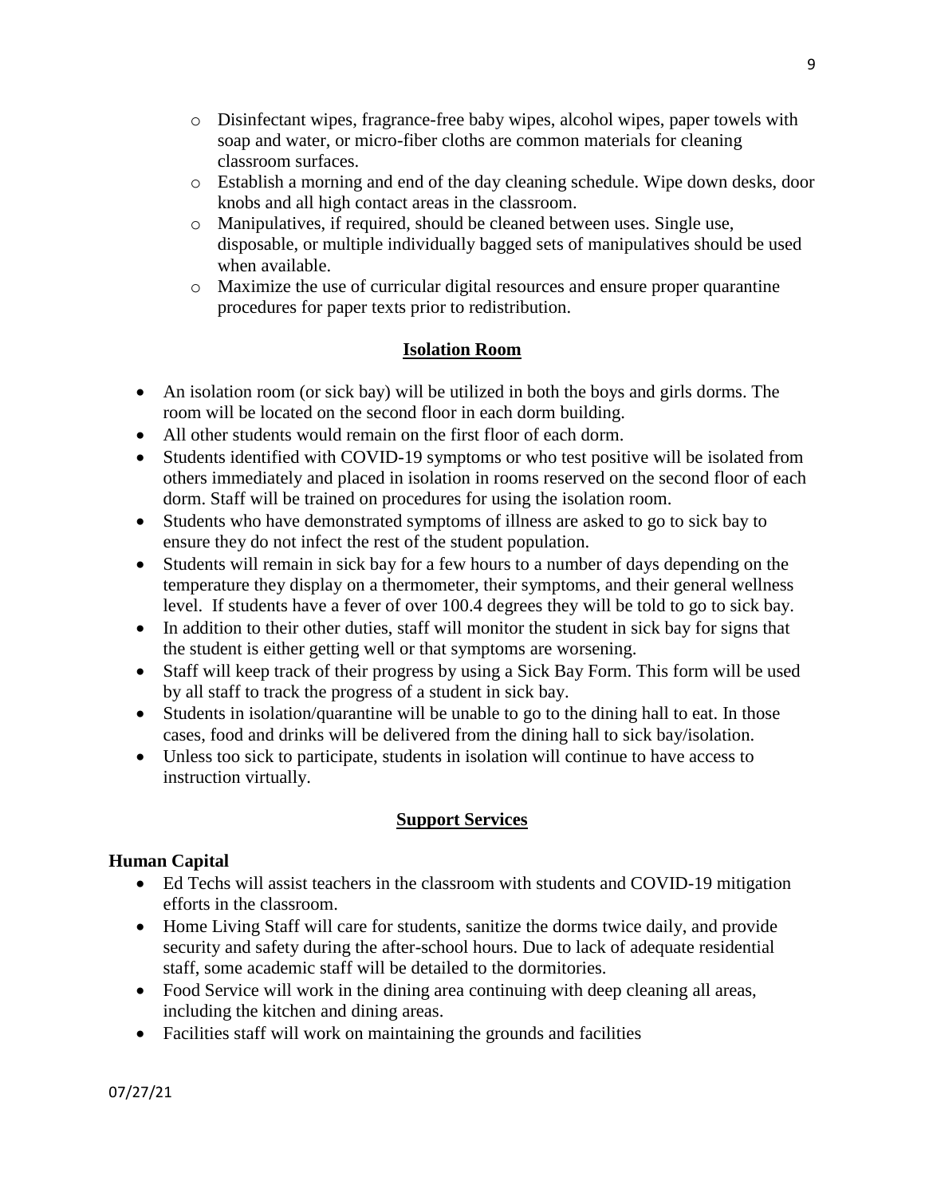- Disinfectant wipes, fragrance-free baby wipes, alcohol wipes, paper towels with soap and water, or micro-fiber cloths are common materials for cleaning classroom surfaces.
- Establish a morning and end of the day cleaning schedule. Wipe down desks, door knobs and all high contact areas in the classroom.
- Manipulatives, if required, should be cleaned between uses. Single use, disposable, or multiple individually bagged sets of manipulatives should be used when available.
- Maximize the use of curricular digital resources and ensure proper quarantine procedures for paper texts prior to redistribution.

## Isolation Room

- An isolation room (or sick bay) will be utilized in both the boys and girls dorms. The room will be located on the second floor in each dorm building.
- All other students would remain on the first floor of each dorm.
- Students identified with COVID-19 symptoms or who test positive will be isolated from others immediately and placed in isolation in rooms reserved on the second floor of each dorm. Staff will be trained on procedures for using the isolation room.
- Students who have demonstrated symptoms of illness are asked to go to sick bay to ensure they do not infect the rest of the student population.
- Students will remain in sick bay for a few hours to a number of days depending on the temperature they display on a thermometer, their symptoms, and their general wellness level. If students have a fever of over 100.4 degrees they will be told to go to sick bay.
- In addition to their other duties, staff will monitor the student in sick bay for signs that the student is either getting well or that symptoms are worsening.
- Staff will keep track of their progress by using a Sick Bay Form. This form will be used by all staff to track the progress of a student in sick bay.
- Students in isolation/quarantine will be unable to go to the dining hall to eat. In those cases, food and drinks will be delivered from the dining hall to sick bay/isolation.
- Unless too sick to participate, students in isolation will continue to have access to instruction virtually.

## Support Services

### Human Capital

- Ed Techs will assist teachers in the classroom with students and COVID-19 mitigation efforts in the classroom.
- Home Living Staff will care for students, sanitize the dorms twice daily, and provide security and safety during the after-school hours. Due to lack of adequate residential staff, some academic staff will be detailed to the dormitories.
- Food Service will work in the dining area continuing with deep cleaning all areas, including the kitchen and dining areas.
- Facilities staff will work on maintaining the grounds and facilities

07/27/21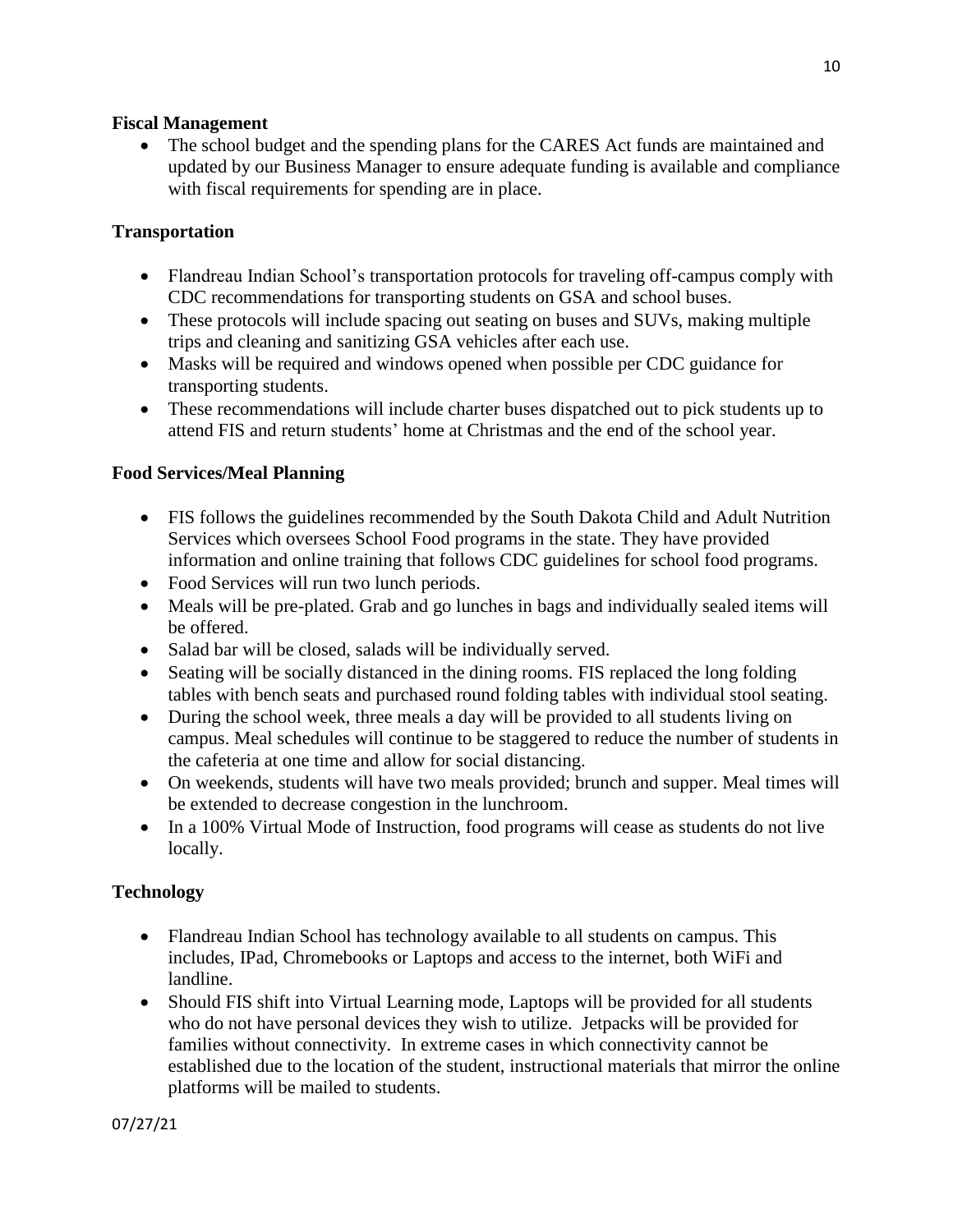**Fiscal Management**

- The school budget and the spending plans for the CARES Act funds are maintained and updated by our Business Manager to ensure adequate funding is available and compliance with fiscal requirements for spending are in place.

**Transportation**

- Flandreau Indian School's transportation protocols for traveling off-campus comply with CDC recommendations for transporting students on GSA and school buses.
- These protocols will include spacing out seating on buses and SUVs, making multiple trips and cleaning and sanitizing GSA vehicles after each use.
- Masks will be required and windows opened when possible per CDC guidance for transporting students.
- These recommendations will include charter buses dispatched out to pick students up to attend FIS and return students' home at Christmas and the end of the school year.

**Food Services/Meal Planning**

- FIS follows the guidelines recommended by the South Dakota Child and Adult Nutrition Services which oversees School Food programs in the state. They have provided information and online training that follows CDC guidelines for school food programs.
- Food Services will run two lunch periods.
- Meals will be pre-plated. Grab and go lunches in bags and individually sealed items will be offered.
- Salad bar will be closed, salads will be individually served.
- Seating will be socially distanced in the dining rooms. FIS replaced the long folding tables with bench seats and purchased round folding tables with individual stool seating.
- During the school week, three meals a day will be provided to all students living on campus. Meal schedules will continue to be staggered to reduce the number of students in the cafeteria at one time and allow for social distancing.
- On weekends, students will have two meals provided; brunch and supper. Meal times will be extended to decrease congestion in the lunchroom.
- In a 100% Virtual Mode of Instruction, food programs will cease as students do not live locally.

**Technology**

- Flandreau Indian School has technology available to all students on campus. This includes, IPad, Chromebooks or Laptops and access to the internet, both WiFi and landline.
- Should FIS shift into Virtual Learning mode, Laptops will be provided for all students who do not have personal devices they wish to utilize. Jetpacks will be provided for families without connectivity. In extreme cases in which connectivity cannot be established due to the location of the student, instructional materials that mirror the online platforms will be mailed to students.

07/27/21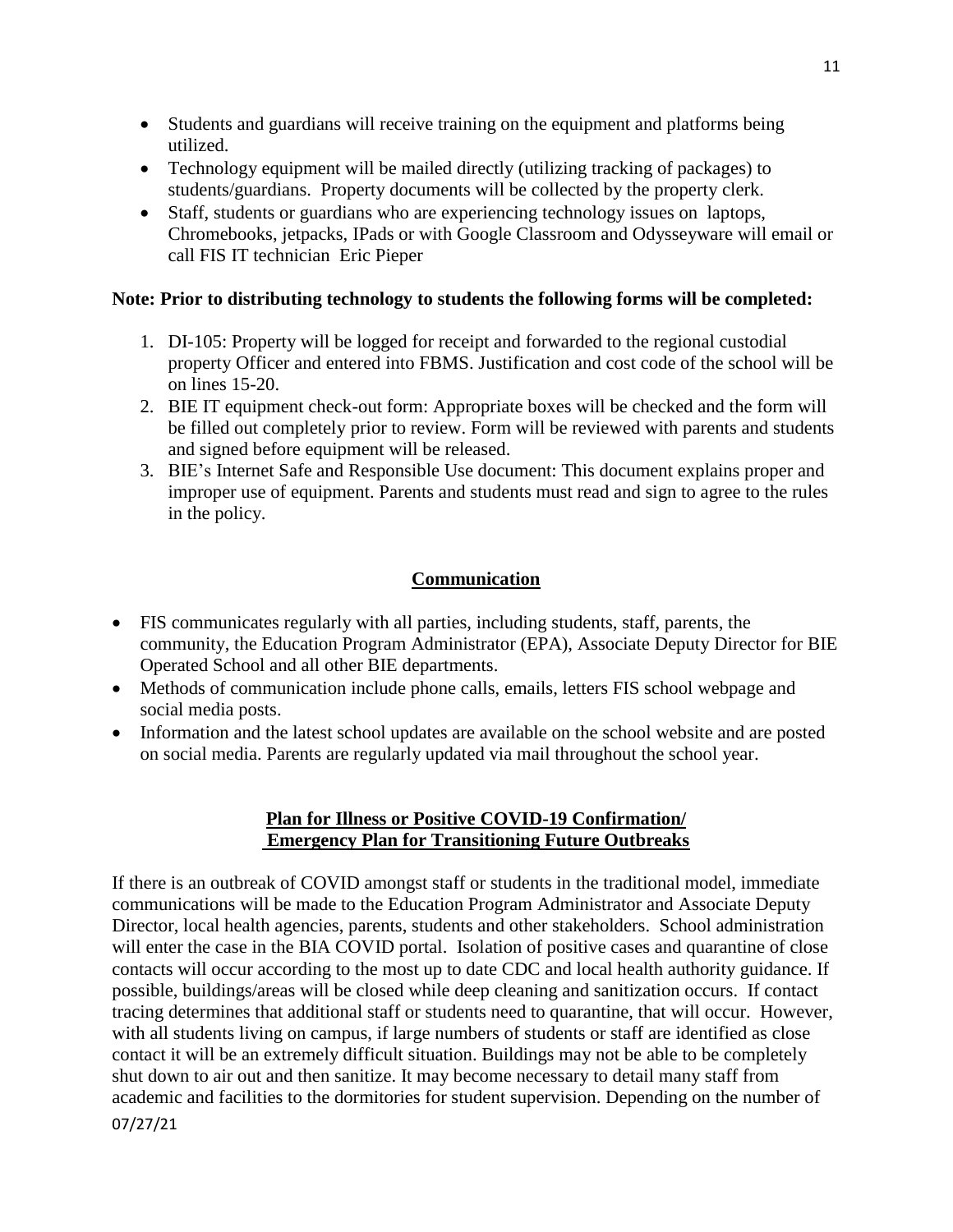- Students and guardians will receive training on the equipment and platforms being utilized.
- Technology equipment will be mailed directly (utilizing tracking of packages) to students/guardians. Property documents will be collected by the property clerk.
- Staff, students or guardians who are experiencing technology issues on laptops, Chromebooks, jetpacks, IPads or with Google Classroom and Odysseyware will email or call FIS IT technician Eric Pieper

**Note: Prior to distributing technology to students the following forms will be completed:**

1. DI-105: Property will be logged for receipt and forwarded to the regional custodial property Officer and entered into FBMS. Justification and cost code of the school will be on lines 15-20.
2. BIE IT equipment check-out form: Appropriate boxes will be checked and the form will be filled out completely prior to review. Form will be reviewed with parents and students and signed before equipment will be released.
3. BIE's Internet Safe and Responsible Use document: This document explains proper and improper use of equipment. Parents and students must read and sign to agree to the rules in the policy.

## Communication

- FIS communicates regularly with all parties, including students, staff, parents, the community, the Education Program Administrator (EPA), Associate Deputy Director for BIE Operated School and all other BIE departments.
- Methods of communication include phone calls, emails, letters FIS school webpage and social media posts.
- Information and the latest school updates are available on the school website and are posted on social media. Parents are regularly updated via mail throughout the school year.

## Plan for Illness or Positive COVID-19 Confirmation/ Emergency Plan for Transitioning Future Outbreaks

If there is an outbreak of COVID amongst staff or students in the traditional model, immediate communications will be made to the Education Program Administrator and Associate Deputy Director, local health agencies, parents, students and other stakeholders. School administration will enter the case in the BIA COVID portal. Isolation of positive cases and quarantine of close contacts will occur according to the most up to date CDC and local health authority guidance. If possible, buildings/areas will be closed while deep cleaning and sanitization occurs. If contact tracing determines that additional staff or students need to quarantine, that will occur. However, with all students living on campus, if large numbers of students or staff are identified as close contact it will be an extremely difficult situation. Buildings may not be able to be completely shut down to air out and then sanitize. It may become necessary to detail many staff from academic and facilities to the dormitories for student supervision. Depending on the number of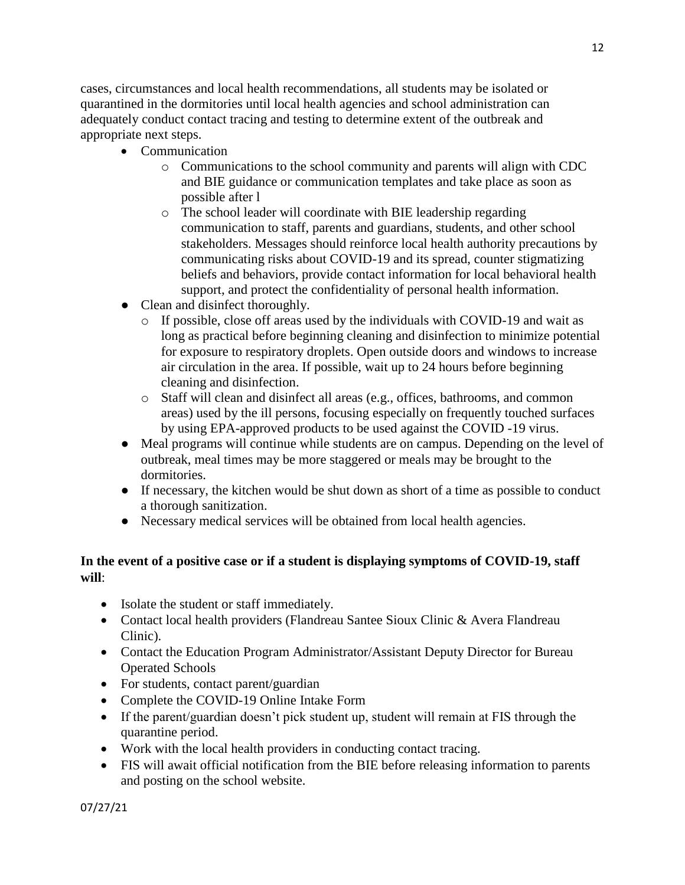cases, circumstances and local health recommendations, all students may be isolated or quarantined in the dormitories until local health agencies and school administration can adequately conduct contact tracing and testing to determine extent of the outbreak and appropriate next steps.

- Communication
  - Communications to the school community and parents will align with CDC and BIE guidance or communication templates and take place as soon as possible after l
  - The school leader will coordinate with BIE leadership regarding communication to staff, parents and guardians, students, and other school stakeholders. Messages should reinforce local health authority precautions by communicating risks about COVID-19 and its spread, counter stigmatizing beliefs and behaviors, provide contact information for local behavioral health support, and protect the confidentiality of personal health information.
- Clean and disinfect thoroughly.
  - If possible, close off areas used by the individuals with COVID-19 and wait as long as practical before beginning cleaning and disinfection to minimize potential for exposure to respiratory droplets. Open outside doors and windows to increase air circulation in the area. If possible, wait up to 24 hours before beginning cleaning and disinfection.
  - Staff will clean and disinfect all areas (e.g., offices, bathrooms, and common areas) used by the ill persons, focusing especially on frequently touched surfaces by using EPA-approved products to be used against the COVID -19 virus.
- Meal programs will continue while students are on campus. Depending on the level of outbreak, meal times may be more staggered or meals may be brought to the dormitories.
- If necessary, the kitchen would be shut down as short of a time as possible to conduct a thorough sanitization.
- Necessary medical services will be obtained from local health agencies.

**In the event of a positive case or if a student is displaying symptoms of COVID-19, staff will**:

- Isolate the student or staff immediately.
- Contact local health providers (Flandreau Santee Sioux Clinic & Avera Flandreau Clinic).
- Contact the Education Program Administrator/Assistant Deputy Director for Bureau Operated Schools
- For students, contact parent/guardian
- Complete the COVID-19 Online Intake Form
- If the parent/guardian doesn't pick student up, student will remain at FIS through the quarantine period.
- Work with the local health providers in conducting contact tracing.
- FIS will await official notification from the BIE before releasing information to parents and posting on the school website.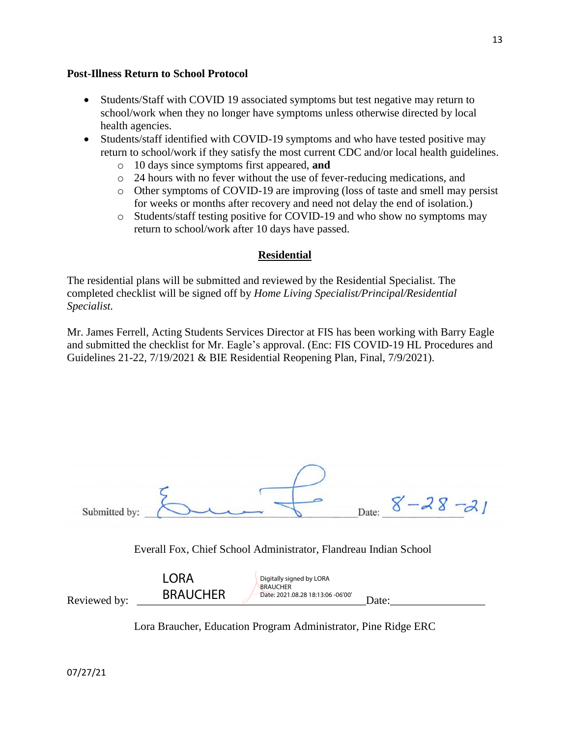**Post-Illness Return to School Protocol**

- Students/Staff with COVID 19 associated symptoms but test negative may return to school/work when they no longer have symptoms unless otherwise directed by local health agencies.
- Students/staff identified with COVID-19 symptoms and who have tested positive may return to school/work if they satisfy the most current CDC and/or local health guidelines.
    - 10 days since symptoms first appeared, **and**
    - 24 hours with no fever without the use of fever-reducing medications, and
    - Other symptoms of COVID-19 are improving (loss of taste and smell may persist for weeks or months after recovery and need not delay the end of isolation.)
    - Students/staff testing positive for COVID-19 and who show no symptoms may return to school/work after 10 days have passed.

## Residential

The residential plans will be submitted and reviewed by the Residential Specialist. The completed checklist will be signed off by *Home Living Specialist/Principal/Residential Specialist.*

Mr. James Ferrell, Acting Students Services Director at FIS has been working with Barry Eagle and submitted the checklist for Mr. Eagle's approval. (Enc: FIS COVID-19 HL Procedures and Guidelines 21-22, 7/19/2021 & BIE Residential Reopening Plan, Final, 7/9/2021).

Submitted by: ______________________ Date: 8-28-21

Everall Fox, Chief School Administrator, Flandreau Indian School

Reviewed by: LORA BRAUCHER Digitally signed by LORA BRAUCHER Date: 2021.08.28 18:13:06 -06'00' Date:________________

Lora Braucher, Education Program Administrator, Pine Ridge ERC

07/27/21